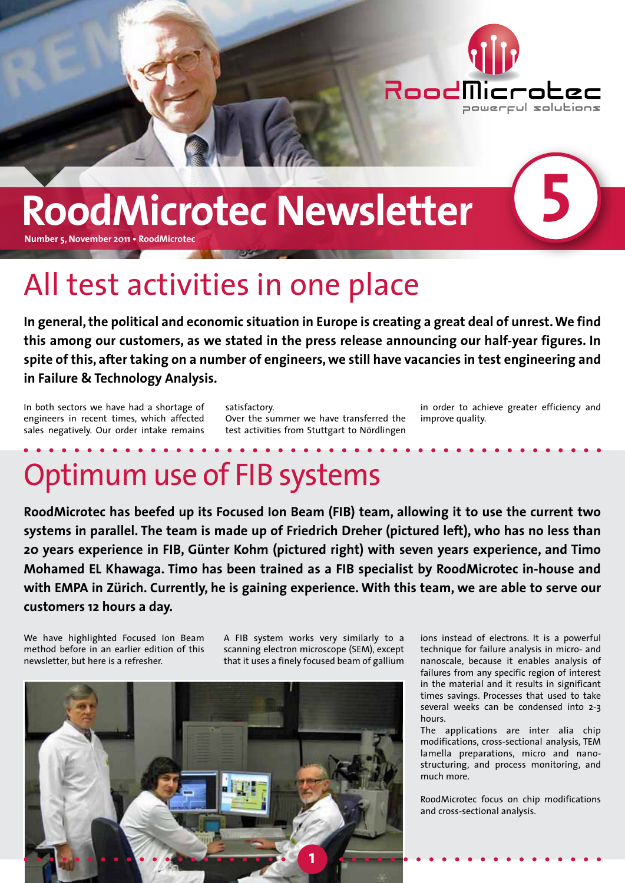# RoodMicrotec Newsletter

**Number 5, November 2011 • RoodMicrotec**

## All test activities in one place

**In general, the political and economic situation in Europe is creating a great deal of unrest. We find this among our customers, as we stated in the press release announcing our half-year figures. In spite of this, after taking on a number of engineers, we still have vacancies in test engineering and in Failure & Technology Analysis.**

In both sectors we have had a shortage of engineers in recent times, which affected sales negatively. Our order intake remains satisfactory.

Over the summer we have transferred the test activities from Stuttgart to Nördlingen in order to achieve greater efficiency and improve quality.

## Optimum use of FIB systems

**RoodMicrotec has beefed up its Focused Ion Beam (FIB) team, allowing it to use the current two systems in parallel. The team is made up of Friedrich Dreher (pictured left), who has no less than 20 years experience in FIB, Günter Kohm (pictured right) with seven years experience, and Timo Mohamed EL Khawaga. Timo has been trained as a FIB specialist by RoodMicrotec in-house and with EMPA in Zürich. Currently, he is gaining experience. With this team, we are able to serve our customers 12 hours a day.**

We have highlighted Focused Ion Beam method before in an earlier edition of this newsletter, but here is a refresher.

A FIB system works very similarly to a scanning electron microscope (SEM), except that it uses a finely focused beam of gallium ions instead of electrons. It is a powerful technique for failure analysis in micro- and nanoscale, because it enables analysis of failures from any specific region of interest in the material and it results in significant times savings. Processes that used to take several weeks can be condensed into 2-3 hours.

The applications are inter alia chip modifications, cross-sectional analysis, TEM lamella preparations, micro and nano-structuring, and process monitoring, and much more.

RoodMicrotec focus on chip modifications and cross-sectional analysis.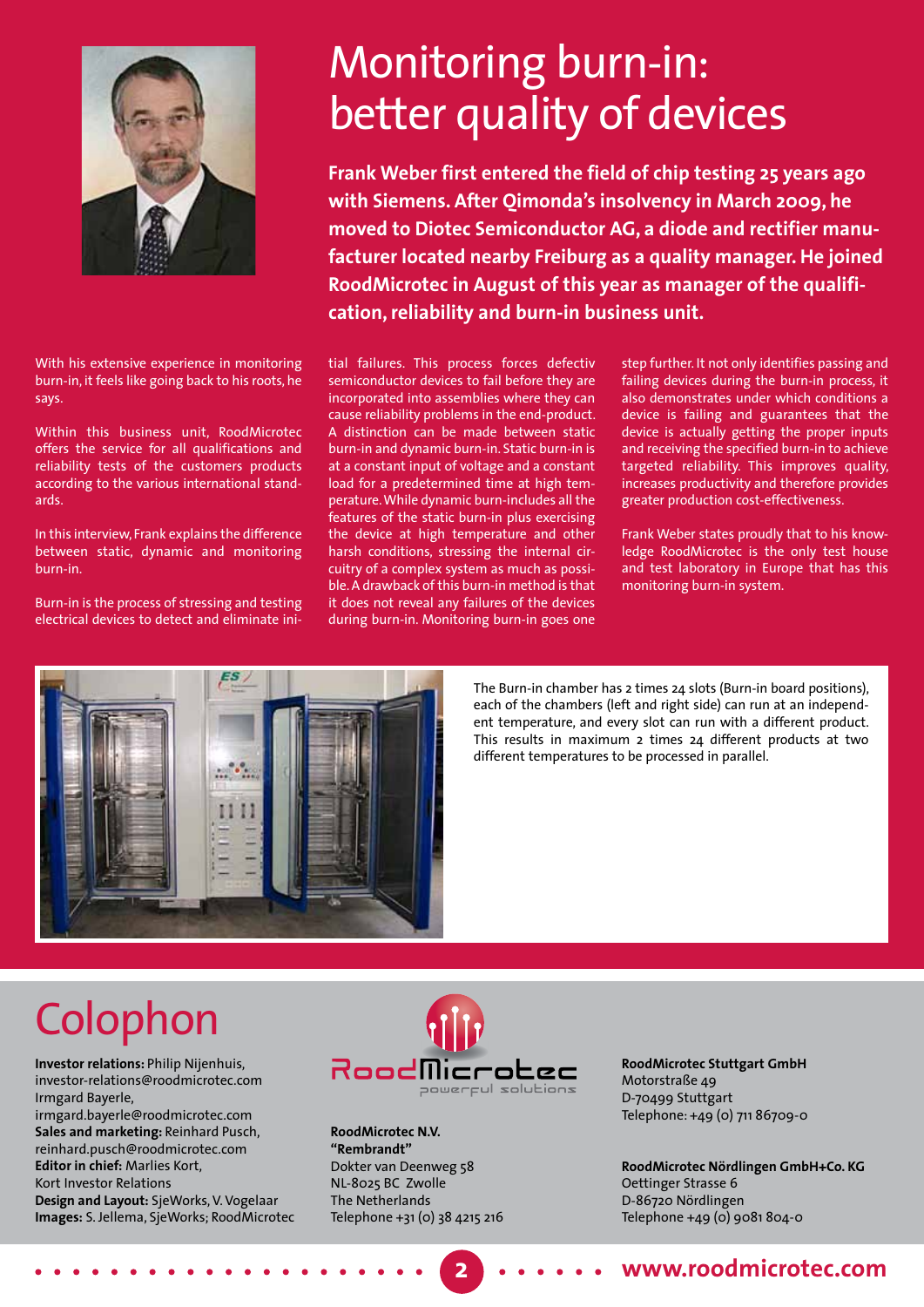# Monitoring burn-in: better quality of devices

**Frank Weber first entered the field of chip testing 25 years ago with Siemens. After Qimonda's insolvency in March 2009, he moved to Diotec Semiconductor AG, a diode and rectifier manufacturer located nearby Freiburg as a quality manager. He joined RoodMicrotec in August of this year as manager of the qualification, reliability and burn-in business unit.**

With his extensive experience in monitoring burn-in, it feels like going back to his roots, he says.

Within this business unit, RoodMicrotec offers the service for all qualifications and reliability tests of the customers products according to the various international standards.

In this interview, Frank explains the difference between static, dynamic and monitoring burn-in.

Burn-in is the process of stressing and testing electrical devices to detect and eliminate initial failures. This process forces defectiv semiconductor devices to fail before they are incorporated into assemblies where they can cause reliability problems in the end-product. A distinction can be made between static burn-in and dynamic burn-in. Static burn-in is at a constant input of voltage and a constant load for a predetermined time at high temperature. While dynamic burn-includes all the features of the static burn-in plus exercising the device at high temperature and other harsh conditions, stressing the internal circuitry of a complex system as much as possible. A drawback of this burn-in method is that it does not reveal any failures of the devices during burn-in. Monitoring burn-in goes one step further. It not only identifies passing and failing devices during the burn-in process, it also demonstrates under which conditions a device is failing and guarantees that the device is actually getting the proper inputs and receiving the specified burn-in to achieve targeted reliability. This improves quality, increases productivity and therefore provides greater production cost-effectiveness.

Frank Weber states proudly that to his knowledge RoodMicrotec is the only test house and test laboratory in Europe that has this monitoring burn-in system.

The Burn-in chamber has 2 times 24 slots (Burn-in board positions), each of the chambers (left and right side) can run at an independent temperature, and every slot can run with a different product. This results in maximum 2 times 24 different products at two different temperatures to be processed in parallel.

# Colophon

**Investor relations:** Philip Nijenhuis, investor-relations@roodmicrotec.com
Irmgard Bayerle, irmgard.bayerle@roodmicrotec.com
**Sales and marketing:** Reinhard Pusch, reinhard.pusch@roodmicrotec.com
**Editor in chief:** Marlies Kort, Kort Investor Relations
**Design and Layout:** SjeWorks, V. Vogelaar
**Images:** S. Jellema, SjeWorks; RoodMicrotec

RoodMicrotec
powerful solutions

**RoodMicrotec N.V.**
**"Rembrandt"**
Dokter van Deenweg 58
NL-8025 BC Zwolle
The Netherlands
Telephone +31 (0) 38 4215 216

**RoodMicrotec Stuttgart GmbH**
Motorstraße 49
D-70499 Stuttgart
Telephone: +49 (0) 711 86709-0

**RoodMicrotec Nördlingen GmbH+Co. KG**
Oettinger Strasse 6
D-86720 Nördlingen
Telephone +49 (0) 9081 804-0

**www.roodmicrotec.com**